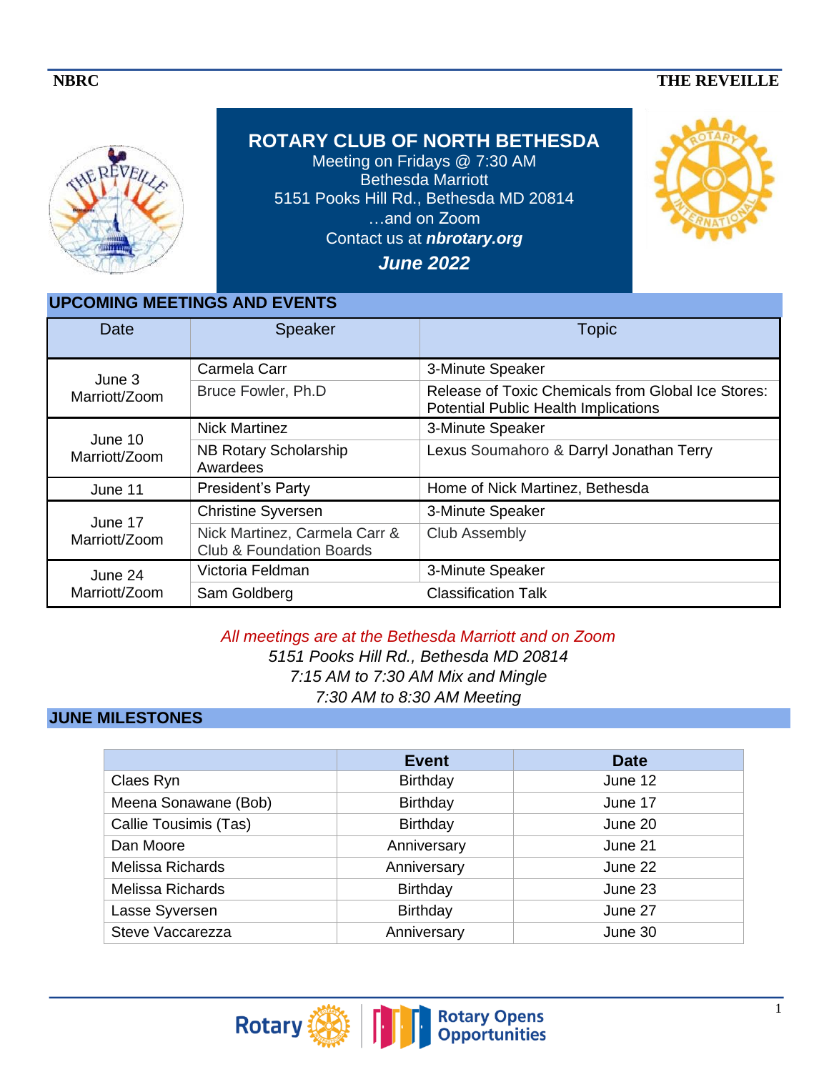# ROTARY CLUB OF NORTH BETHESDA

Meeting on Fridays @ 7:30 AM
Bethesda Marriott
5151 Pooks Hill Rd., Bethesda MD 20814
…and on Zoom
Contact us at ***nbrotary.org***

***June 2022***

## UPCOMING MEETINGS AND EVENTS

| Date | Speaker | Topic |
|---|---|---|
| June 3 Marriott/Zoom | Carmela Carr | 3-Minute Speaker |
| | Bruce Fowler, Ph.D | Release of Toxic Chemicals from Global Ice Stores: Potential Public Health Implications |
| June 10 Marriott/Zoom | Nick Martinez | 3-Minute Speaker |
| | NB Rotary Scholarship Awardees | Lexus Soumahoro & Darryl Jonathan Terry |
| June 11 | President's Party | Home of Nick Martinez, Bethesda |
| June 17 Marriott/Zoom | Christine Syversen | 3-Minute Speaker |
| | Nick Martinez, Carmela Carr & Club & Foundation Boards | Club Assembly |
| June 24 Marriott/Zoom | Victoria Feldman | 3-Minute Speaker |
| | Sam Goldberg | Classification Talk |

*All meetings are at the Bethesda Marriott and on Zoom*
*5151 Pooks Hill Rd., Bethesda MD 20814*
*7:15 AM to 7:30 AM Mix and Mingle*
*7:30 AM to 8:30 AM Meeting*

## JUNE MILESTONES

| | Event | Date |
|---|---|---|
| Claes Ryn | Birthday | June 12 |
| Meena Sonawane (Bob) | Birthday | June 17 |
| Callie Tousimis (Tas) | Birthday | June 20 |
| Dan Moore | Anniversary | June 21 |
| Melissa Richards | Anniversary | June 22 |
| Melissa Richards | Birthday | June 23 |
| Lasse Syversen | Birthday | June 27 |
| Steve Vaccarezza | Anniversary | June 30 |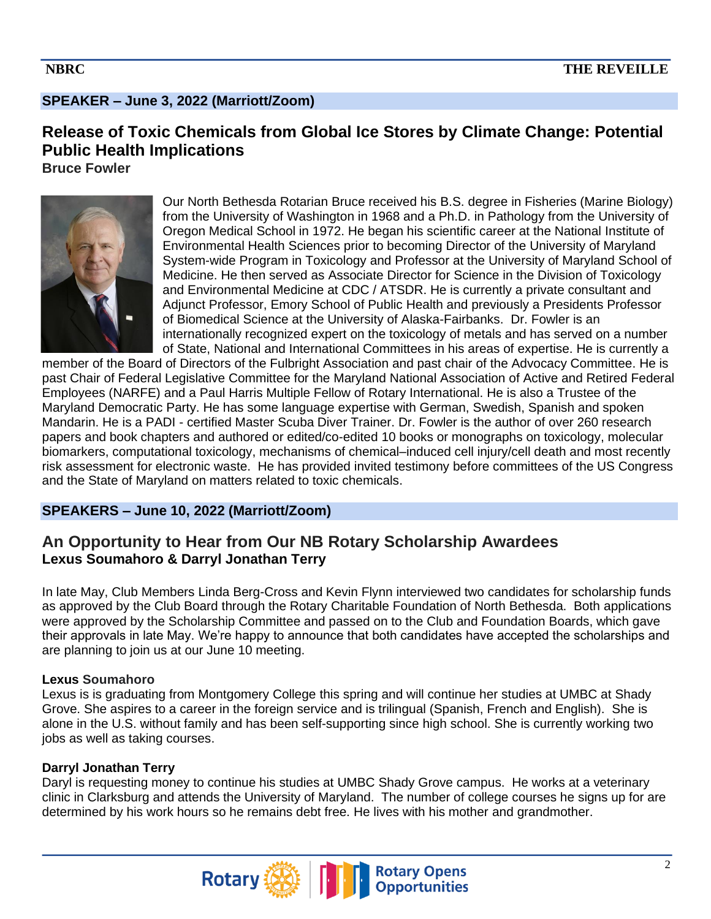## SPEAKER – June 3, 2022 (Marriott/Zoom)

# Release of Toxic Chemicals from Global Ice Stores by Climate Change: Potential Public Health Implications

**Bruce Fowler**

Our North Bethesda Rotarian Bruce received his B.S. degree in Fisheries (Marine Biology) from the University of Washington in 1968 and a Ph.D. in Pathology from the University of Oregon Medical School in 1972. He began his scientific career at the National Institute of Environmental Health Sciences prior to becoming Director of the University of Maryland System-wide Program in Toxicology and Professor at the University of Maryland School of Medicine. He then served as Associate Director for Science in the Division of Toxicology and Environmental Medicine at CDC / ATSDR. He is currently a private consultant and Adjunct Professor, Emory School of Public Health and previously a Presidents Professor of Biomedical Science at the University of Alaska-Fairbanks. Dr. Fowler is an internationally recognized expert on the toxicology of metals and has served on a number of State, National and International Committees in his areas of expertise. He is currently a member of the Board of Directors of the Fulbright Association and past chair of the Advocacy Committee. He is past Chair of Federal Legislative Committee for the Maryland National Association of Active and Retired Federal Employees (NARFE) and a Paul Harris Multiple Fellow of Rotary International. He is also a Trustee of the Maryland Democratic Party. He has some language expertise with German, Swedish, Spanish and spoken Mandarin. He is a PADI - certified Master Scuba Diver Trainer. Dr. Fowler is the author of over 260 research papers and book chapters and authored or edited/co-edited 10 books or monographs on toxicology, molecular biomarkers, computational toxicology, mechanisms of chemical–induced cell injury/cell death and most recently risk assessment for electronic waste. He has provided invited testimony before committees of the US Congress and the State of Maryland on matters related to toxic chemicals.

## SPEAKERS – June 10, 2022 (Marriott/Zoom)

# An Opportunity to Hear from Our NB Rotary Scholarship Awardees

**Lexus Soumahoro & Darryl Jonathan Terry**

In late May, Club Members Linda Berg-Cross and Kevin Flynn interviewed two candidates for scholarship funds as approved by the Club Board through the Rotary Charitable Foundation of North Bethesda. Both applications were approved by the Scholarship Committee and passed on to the Club and Foundation Boards, which gave their approvals in late May. We're happy to announce that both candidates have accepted the scholarships and are planning to join us at our June 10 meeting.

**Lexus Soumahoro**

Lexus is is graduating from Montgomery College this spring and will continue her studies at UMBC at Shady Grove. She aspires to a career in the foreign service and is trilingual (Spanish, French and English). She is alone in the U.S. without family and has been self-supporting since high school. She is currently working two jobs as well as taking courses.

**Darryl Jonathan Terry**

Daryl is requesting money to continue his studies at UMBC Shady Grove campus. He works at a veterinary clinic in Clarksburg and attends the University of Maryland. The number of college courses he signs up for are determined by his work hours so he remains debt free. He lives with his mother and grandmother.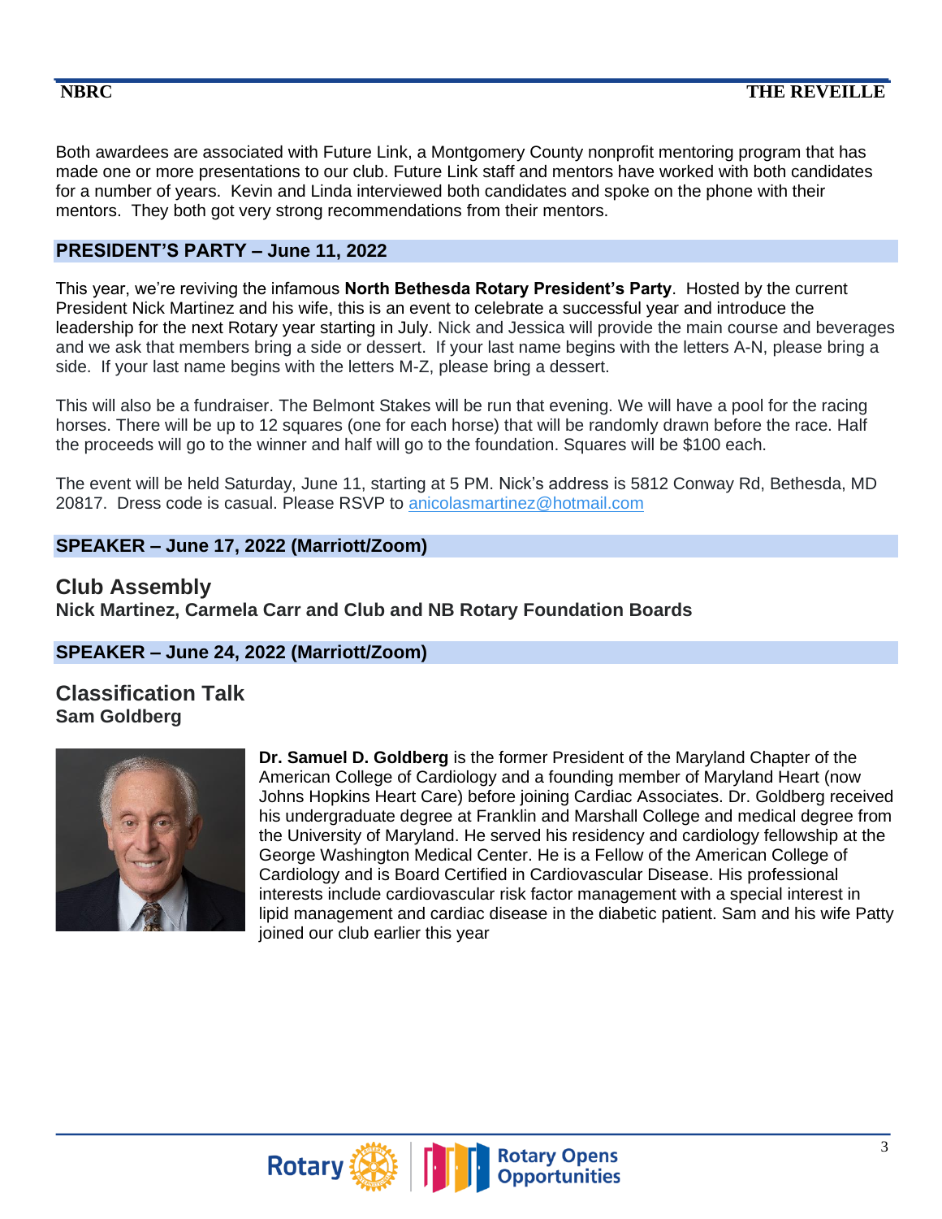Both awardees are associated with Future Link, a Montgomery County nonprofit mentoring program that has made one or more presentations to our club. Future Link staff and mentors have worked with both candidates for a number of years. Kevin and Linda interviewed both candidates and spoke on the phone with their mentors. They both got very strong recommendations from their mentors.

## PRESIDENT'S PARTY – June 11, 2022

This year, we're reviving the infamous **North Bethesda Rotary President's Party**. Hosted by the current President Nick Martinez and his wife, this is an event to celebrate a successful year and introduce the leadership for the next Rotary year starting in July. Nick and Jessica will provide the main course and beverages and we ask that members bring a side or dessert. If your last name begins with the letters A-N, please bring a side. If your last name begins with the letters M-Z, please bring a dessert.

This will also be a fundraiser. The Belmont Stakes will be run that evening. We will have a pool for the racing horses. There will be up to 12 squares (one for each horse) that will be randomly drawn before the race. Half the proceeds will go to the winner and half will go to the foundation. Squares will be $100 each.

The event will be held Saturday, June 11, starting at 5 PM. Nick's address is 5812 Conway Rd, Bethesda, MD 20817. Dress code is casual. Please RSVP to anicolasmartinez@hotmail.com

## SPEAKER – June 17, 2022 (Marriott/Zoom)

### Club Assembly

**Nick Martinez, Carmela Carr and Club and NB Rotary Foundation Boards**

## SPEAKER – June 24, 2022 (Marriott/Zoom)

### Classification Talk

**Sam Goldberg**

**Dr. Samuel D. Goldberg** is the former President of the Maryland Chapter of the American College of Cardiology and a founding member of Maryland Heart (now Johns Hopkins Heart Care) before joining Cardiac Associates. Dr. Goldberg received his undergraduate degree at Franklin and Marshall College and medical degree from the University of Maryland. He served his residency and cardiology fellowship at the George Washington Medical Center. He is a Fellow of the American College of Cardiology and is Board Certified in Cardiovascular Disease. His professional interests include cardiovascular risk factor management with a special interest in lipid management and cardiac disease in the diabetic patient. Sam and his wife Patty joined our club earlier this year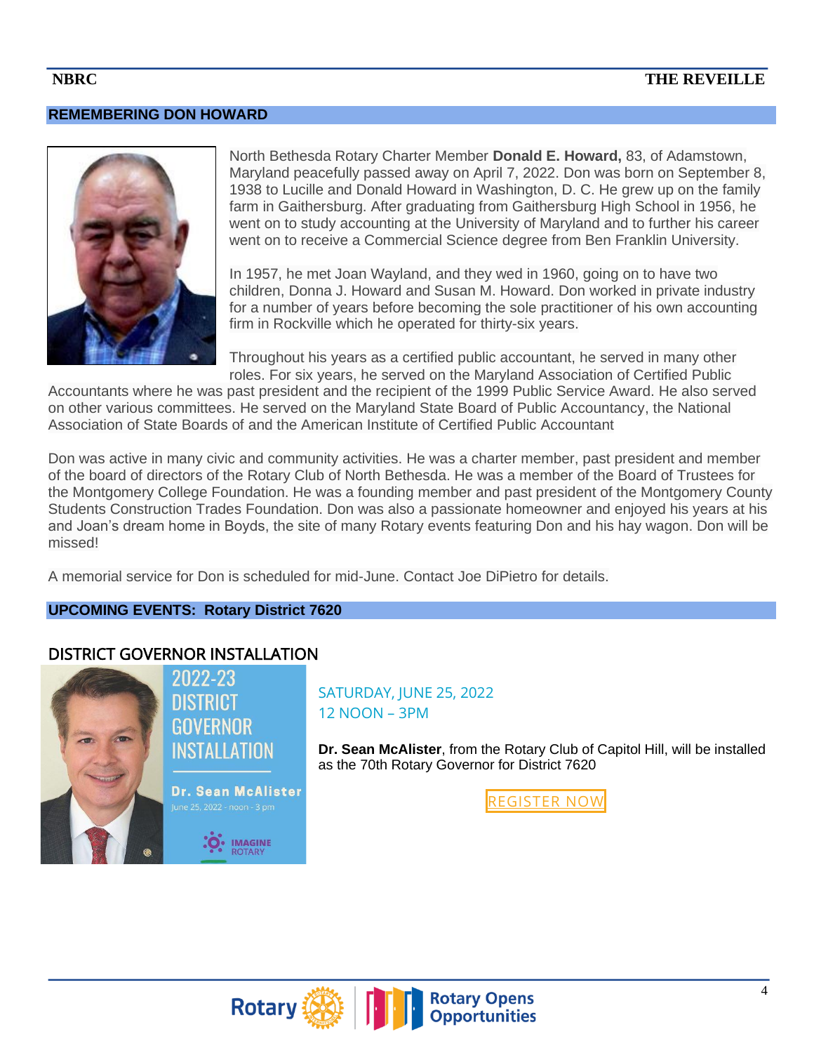## REMEMBERING DON HOWARD

North Bethesda Rotary Charter Member **Donald E. Howard,** 83, of Adamstown, Maryland peacefully passed away on April 7, 2022. Don was born on September 8, 1938 to Lucille and Donald Howard in Washington, D. C. He grew up on the family farm in Gaithersburg. After graduating from Gaithersburg High School in 1956, he went on to study accounting at the University of Maryland and to further his career went on to receive a Commercial Science degree from Ben Franklin University.

In 1957, he met Joan Wayland, and they wed in 1960, going on to have two children, Donna J. Howard and Susan M. Howard. Don worked in private industry for a number of years before becoming the sole practitioner of his own accounting firm in Rockville which he operated for thirty-six years.

Throughout his years as a certified public accountant, he served in many other roles. For six years, he served on the Maryland Association of Certified Public Accountants where he was past president and the recipient of the 1999 Public Service Award. He also served on other various committees. He served on the Maryland State Board of Public Accountancy, the National Association of State Boards of and the American Institute of Certified Public Accountant

Don was active in many civic and community activities. He was a charter member, past president and member of the board of directors of the Rotary Club of North Bethesda. He was a member of the Board of Trustees for the Montgomery College Foundation. He was a founding member and past president of the Montgomery County Students Construction Trades Foundation. Don was also a passionate homeowner and enjoyed his years at his and Joan's dream home in Boyds, the site of many Rotary events featuring Don and his hay wagon. Don will be missed!

A memorial service for Don is scheduled for mid-June. Contact Joe DiPietro for details.

## UPCOMING EVENTS: Rotary District 7620

### DISTRICT GOVERNOR INSTALLATION

2022-23 DISTRICT GOVERNOR INSTALLATION

Dr. Sean McAlister

June 25, 2022 - noon - 3 pm

IMAGINE ROTARY

SATURDAY, JUNE 25, 2022
12 NOON – 3PM

**Dr. Sean McAlister**, from the Rotary Club of Capitol Hill, will be installed as the 70th Rotary Governor for District 7620

REGISTER NOW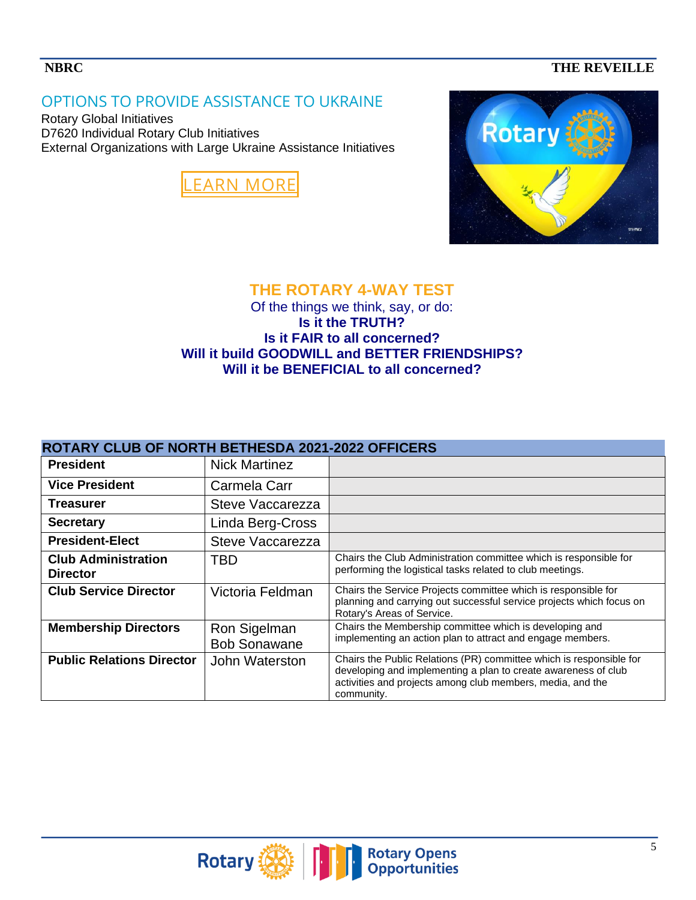## OPTIONS TO PROVIDE ASSISTANCE TO UKRAINE

Rotary Global Initiatives
D7620 Individual Rotary Club Initiatives
External Organizations with Large Ukraine Assistance Initiatives

LEARN MORE

## THE ROTARY 4-WAY TEST

Of the things we think, say, or do:
**Is it the TRUTH?**
**Is it FAIR to all concerned?**
**Will it build GOODWILL and BETTER FRIENDSHIPS?**
**Will it be BENEFICIAL to all concerned?**

**ROTARY CLUB OF NORTH BETHESDA 2021-2022 OFFICERS**

| | | |
|---|---|---|
| **President** | Nick Martinez | |
| **Vice President** | Carmela Carr | |
| **Treasurer** | Steve Vaccarezza | |
| **Secretary** | Linda Berg-Cross | |
| **President-Elect** | Steve Vaccarezza | |
| **Club Administration Director** | TBD | Chairs the Club Administration committee which is responsible for performing the logistical tasks related to club meetings. |
| **Club Service Director** | Victoria Feldman | Chairs the Service Projects committee which is responsible for planning and carrying out successful service projects which focus on Rotary's Areas of Service. |
| **Membership Directors** | Ron Sigelman<br>Bob Sonawane | Chairs the Membership committee which is developing and implementing an action plan to attract and engage members. |
| **Public Relations Director** | John Waterston | Chairs the Public Relations (PR) committee which is responsible for developing and implementing a plan to create awareness of club activities and projects among club members, media, and the community. |